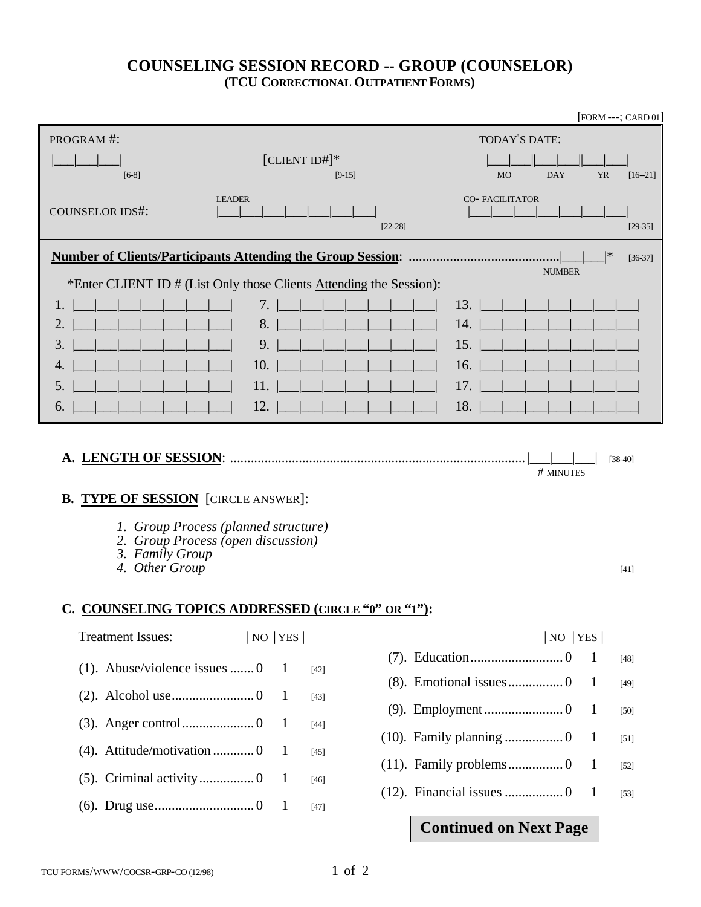# COUNSELING SESSION RECORD -- GROUP (COUNSELOR)

**(TCU CORRECTIONAL OUTPATIENT FORMS)**

[FORM ---; CARD 01]

PROGRAM #: |___|___|___| [6-8]

[CLIENT ID#]* [9-15]

TODAY'S DATE: |___|___||___|___||___|___| MO DAY YR [16--21]

COUNSELOR IDS#: LEADER |___|___|___|___|___|___|___| [22-28] CO- FACILITATOR |___|___|___|___|___|___|___| [29-35]

**Number of Clients/Participants Attending the Group Session**: ..........................................|___|___|* NUMBER [36-37]

*Enter CLIENT ID # (List Only those Clients Attending the Session):

| | | |
|---|---|---|
| 1. \|___\|___\|___\|___\|___\|___\|___\| | 7. \|___\|___\|___\|___\|___\|___\|___\| | 13. \|___\|___\|___\|___\|___\|___\|___\| |
| 2. \|___\|___\|___\|___\|___\|___\|___\| | 8. \|___\|___\|___\|___\|___\|___\|___\| | 14. \|___\|___\|___\|___\|___\|___\|___\| |
| 3. \|___\|___\|___\|___\|___\|___\|___\| | 9. \|___\|___\|___\|___\|___\|___\|___\| | 15. \|___\|___\|___\|___\|___\|___\|___\| |
| 4. \|___\|___\|___\|___\|___\|___\|___\| | 10. \|___\|___\|___\|___\|___\|___\|___\| | 16. \|___\|___\|___\|___\|___\|___\|___\| |
| 5. \|___\|___\|___\|___\|___\|___\|___\| | 11. \|___\|___\|___\|___\|___\|___\|___\| | 17. \|___\|___\|___\|___\|___\|___\|___\| |
| 6. \|___\|___\|___\|___\|___\|___\|___\| | 12. \|___\|___\|___\|___\|___\|___\|___\| | 18. \|___\|___\|___\|___\|___\|___\|___\| |

**A. LENGTH OF SESSION**: ...................................................................................... |___|___|___| # MINUTES [38-40]

**B. TYPE OF SESSION** [CIRCLE ANSWER]:

1. *Group Process (planned structure)*
2. *Group Process (open discussion)*
3. *Family Group*
4. *Other Group* ____________________________________________ [41]

**C. COUNSELING TOPICS ADDRESSED (CIRCLE "0" OR "1"):**

| Treatment Issues: | NO | YES | |
|---|---|---|---|
| (1). Abuse/violence issues | 0 | 1 | [42] |
| (2). Alcohol use | 0 | 1 | [43] |
| (3). Anger control | 0 | 1 | [44] |
| (4). Attitude/motivation | 0 | 1 | [45] |
| (5). Criminal activity | 0 | 1 | [46] |
| (6). Drug use | 0 | 1 | [47] |
| (7). Education | 0 | 1 | [48] |
| (8). Emotional issues | 0 | 1 | [49] |
| (9). Employment | 0 | 1 | [50] |
| (10). Family planning | 0 | 1 | [51] |
| (11). Family problems | 0 | 1 | [52] |
| (12). Financial issues | 0 | 1 | [53] |

**Continued on Next Page**

TCU FORMS/WWW/COCSR-GRP-CO (12/98)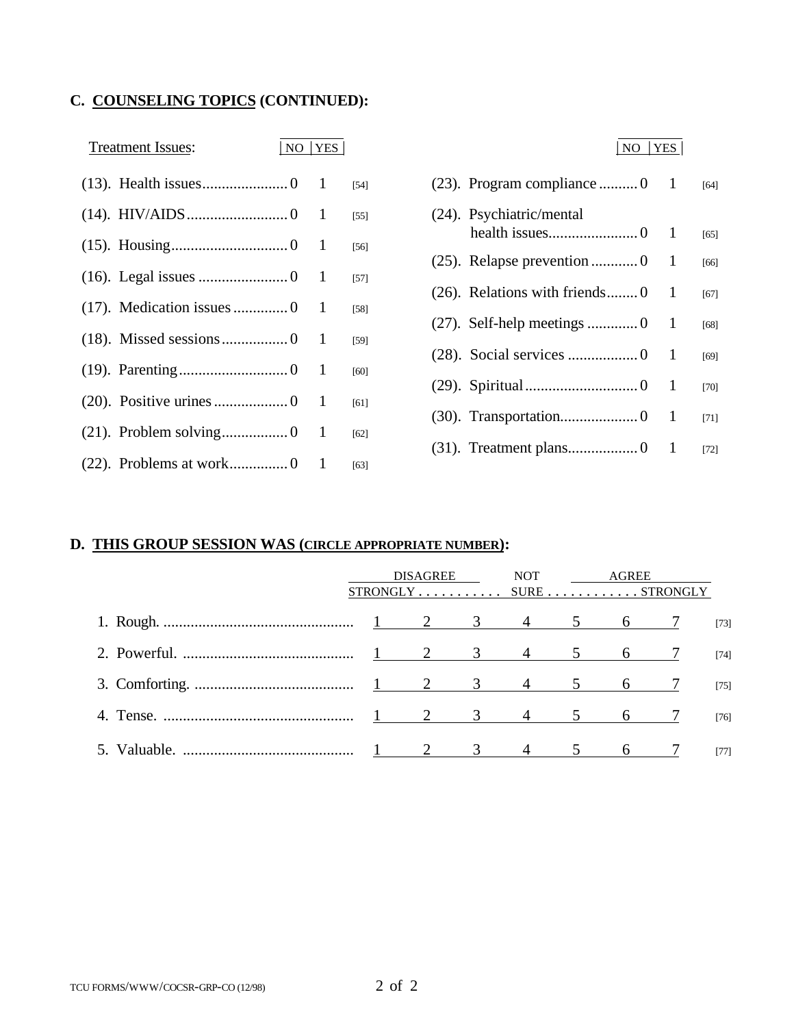## C. COUNSELING TOPICS (CONTINUED):

| Treatment Issues: | NO | YES | |
|---|---|---|---|
| (13). Health issues | 0 | 1 | [54] |
| (14). HIV/AIDS | 0 | 1 | [55] |
| (15). Housing | 0 | 1 | [56] |
| (16). Legal issues | 0 | 1 | [57] |
| (17). Medication issues | 0 | 1 | [58] |
| (18). Missed sessions | 0 | 1 | [59] |
| (19). Parenting | 0 | 1 | [60] |
| (20). Positive urines | 0 | 1 | [61] |
| (21). Problem solving | 0 | 1 | [62] |
| (22). Problems at work | 0 | 1 | [63] |
| (23). Program compliance | 0 | 1 | [64] |
| (24). Psychiatric/mental health issues | 0 | 1 | [65] |
| (25). Relapse prevention | 0 | 1 | [66] |
| (26). Relations with friends | 0 | 1 | [67] |
| (27). Self-help meetings | 0 | 1 | [68] |
| (28). Social services | 0 | 1 | [69] |
| (29). Spiritual | 0 | 1 | [70] |
| (30). Transportation | 0 | 1 | [71] |
| (31). Treatment plans | 0 | 1 | [72] |

## D. THIS GROUP SESSION WAS (CIRCLE APPROPRIATE NUMBER):

| | DISAGREE STRONGLY | | | NOT SURE | | | AGREE STRONGLY | |
|---|---|---|---|---|---|---|---|---|
| 1. Rough. | 1 | 2 | 3 | 4 | 5 | 6 | 7 | [73] |
| 2. Powerful. | 1 | 2 | 3 | 4 | 5 | 6 | 7 | [74] |
| 3. Comforting. | 1 | 2 | 3 | 4 | 5 | 6 | 7 | [75] |
| 4. Tense. | 1 | 2 | 3 | 4 | 5 | 6 | 7 | [76] |
| 5. Valuable. | 1 | 2 | 3 | 4 | 5 | 6 | 7 | [77] |

TCU FORMS/WWW/COCSR-GRP-CO (12/98)